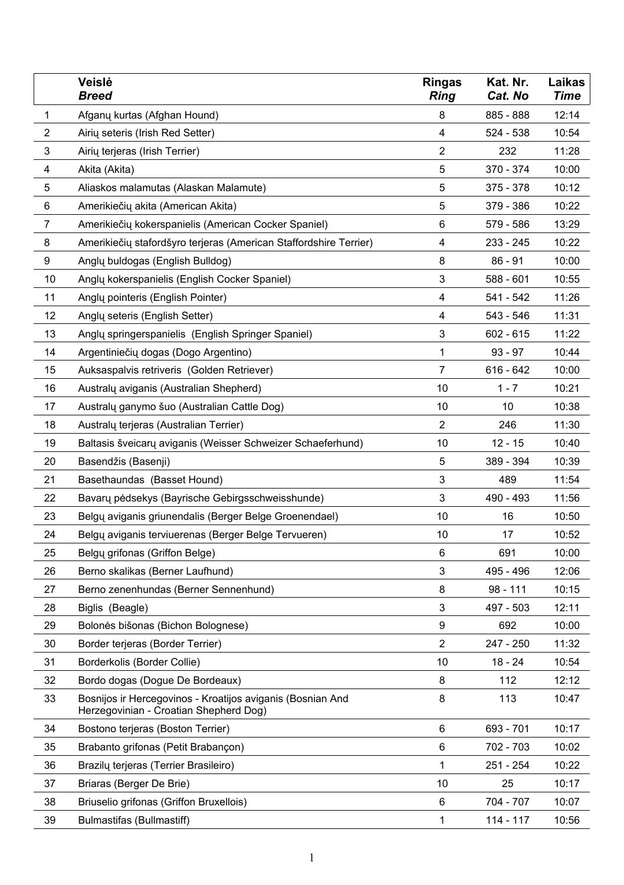| | **Veislė** *Breed* | **Ringas** *Ring* | **Kat. Nr.** *Cat. No* | **Laikas** *Time* |
|---|---|---|---|---|
| 1 | Afganų kurtas (Afghan Hound) | 8 | 885 - 888 | 12:14 |
| 2 | Airių seteris (Irish Red Setter) | 4 | 524 - 538 | 10:54 |
| 3 | Airių terjeras (Irish Terrier) | 2 | 232 | 11:28 |
| 4 | Akita (Akita) | 5 | 370 - 374 | 10:00 |
| 5 | Aliaskos malamutas (Alaskan Malamute) | 5 | 375 - 378 | 10:12 |
| 6 | Amerikiečių akita (American Akita) | 5 | 379 - 386 | 10:22 |
| 7 | Amerikiečių kokerspanielis (American Cocker Spaniel) | 6 | 579 - 586 | 13:29 |
| 8 | Amerikiečių stafordšyro terjeras (American Staffordshire Terrier) | 4 | 233 - 245 | 10:22 |
| 9 | Anglų buldogas (English Bulldog) | 8 | 86 - 91 | 10:00 |
| 10 | Anglų kokerspanielis (English Cocker Spaniel) | 3 | 588 - 601 | 10:55 |
| 11 | Anglų pointeris (English Pointer) | 4 | 541 - 542 | 11:26 |
| 12 | Anglų seteris (English Setter) | 4 | 543 - 546 | 11:31 |
| 13 | Anglų springerspanielis (English Springer Spaniel) | 3 | 602 - 615 | 11:22 |
| 14 | Argentiniečių dogas (Dogo Argentino) | 1 | 93 - 97 | 10:44 |
| 15 | Auksaspalvis retriveris (Golden Retriever) | 7 | 616 - 642 | 10:00 |
| 16 | Australų aviganis (Australian Shepherd) | 10 | 1 - 7 | 10:21 |
| 17 | Australų ganymo šuo (Australian Cattle Dog) | 10 | 10 | 10:38 |
| 18 | Australų terjeras (Australian Terrier) | 2 | 246 | 11:30 |
| 19 | Baltasis šveicarų aviganis (Weisser Schweizer Schaeferhund) | 10 | 12 - 15 | 10:40 |
| 20 | Basendžis (Basenji) | 5 | 389 - 394 | 10:39 |
| 21 | Basethaundas (Basset Hound) | 3 | 489 | 11:54 |
| 22 | Bavarų pėdsekys (Bayrische Gebirgsschweisshunde) | 3 | 490 - 493 | 11:56 |
| 23 | Belgų aviganis griunendalis (Berger Belge Groenendael) | 10 | 16 | 10:50 |
| 24 | Belgų aviganis terviuerenas (Berger Belge Tervueren) | 10 | 17 | 10:52 |
| 25 | Belgų grifonas (Griffon Belge) | 6 | 691 | 10:00 |
| 26 | Berno skalikas (Berner Laufhund) | 3 | 495 - 496 | 12:06 |
| 27 | Berno zenenhundas (Berner Sennenhund) | 8 | 98 - 111 | 10:15 |
| 28 | Biglis (Beagle) | 3 | 497 - 503 | 12:11 |
| 29 | Bolonės bišonas (Bichon Bolognese) | 9 | 692 | 10:00 |
| 30 | Border terjeras (Border Terrier) | 2 | 247 - 250 | 11:32 |
| 31 | Borderkolis (Border Collie) | 10 | 18 - 24 | 10:54 |
| 32 | Bordo dogas (Dogue De Bordeaux) | 8 | 112 | 12:12 |
| 33 | Bosnijos ir Hercegovinos - Kroatijos aviganis (Bosnian And Herzegovinian - Croatian Shepherd Dog) | 8 | 113 | 10:47 |
| 34 | Bostono terjeras (Boston Terrier) | 6 | 693 - 701 | 10:17 |
| 35 | Brabanto grifonas (Petit Brabançon) | 6 | 702 - 703 | 10:02 |
| 36 | Brazilų terjeras (Terrier Brasileiro) | 1 | 251 - 254 | 10:22 |
| 37 | Briaras (Berger De Brie) | 10 | 25 | 10:17 |
| 38 | Briuselio grifonas (Griffon Bruxellois) | 6 | 704 - 707 | 10:07 |
| 39 | Bulmastifas (Bullmastiff) | 1 | 114 - 117 | 10:56 |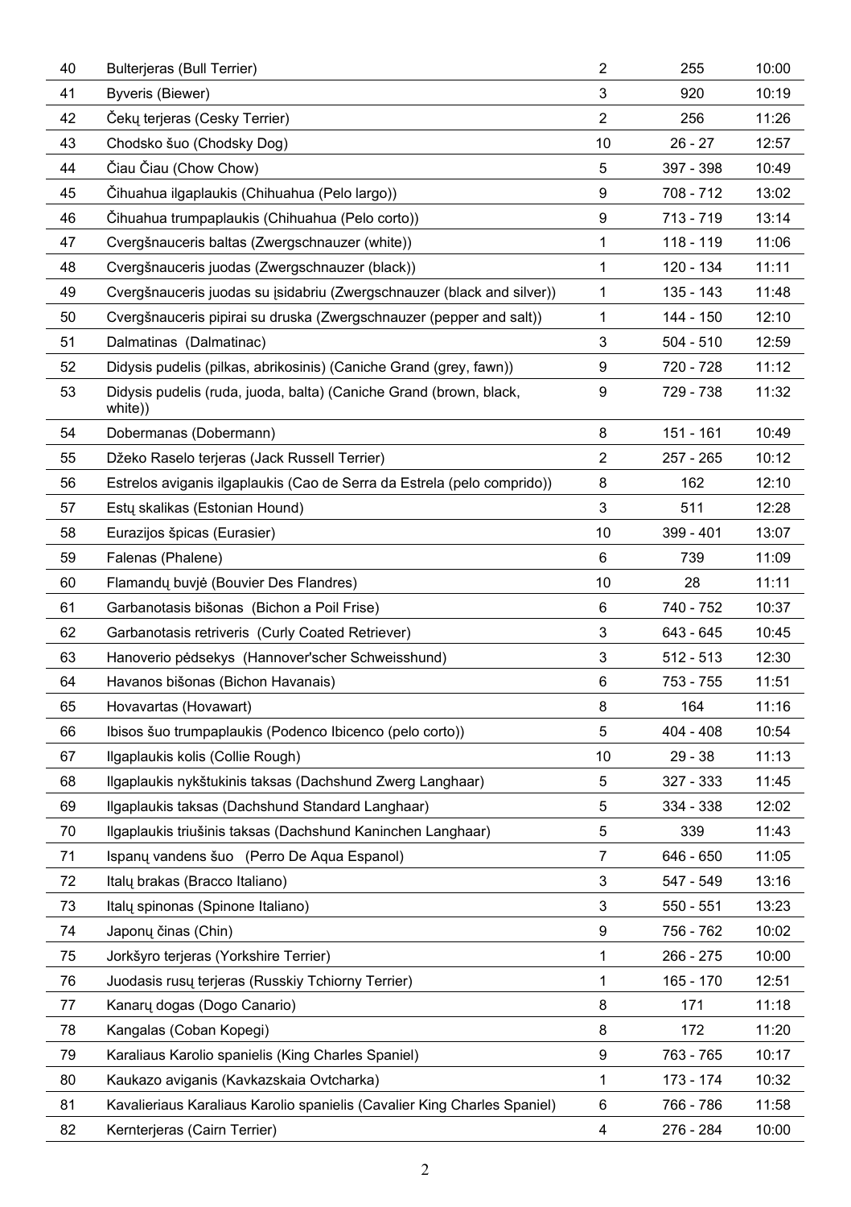| 40 | Bulterjeras (Bull Terrier) | 2 | 255 | 10:00 |
|---|---|---|---|---|
| 41 | Byveris (Biewer) | 3 | 920 | 10:19 |
| 42 | Čekų terjeras (Cesky Terrier) | 2 | 256 | 11:26 |
| 43 | Chodsko šuo (Chodsky Dog) | 10 | 26 - 27 | 12:57 |
| 44 | Čiau Čiau (Chow Chow) | 5 | 397 - 398 | 10:49 |
| 45 | Čihuahua ilgaplaukis (Chihuahua (Pelo largo)) | 9 | 708 - 712 | 13:02 |
| 46 | Čihuahua trumpaplaukis (Chihuahua (Pelo corto)) | 9 | 713 - 719 | 13:14 |
| 47 | Cvergšnauceris baltas (Zwergschnauzer (white)) | 1 | 118 - 119 | 11:06 |
| 48 | Cvergšnauceris juodas (Zwergschnauzer (black)) | 1 | 120 - 134 | 11:11 |
| 49 | Cvergšnauceris juodas su įsidabriu (Zwergschnauzer (black and silver)) | 1 | 135 - 143 | 11:48 |
| 50 | Cvergšnauceris pipirai su druska (Zwergschnauzer (pepper and salt)) | 1 | 144 - 150 | 12:10 |
| 51 | Dalmatinas (Dalmatinac) | 3 | 504 - 510 | 12:59 |
| 52 | Didysis pudelis (pilkas, abrikosinis) (Caniche Grand (grey, fawn)) | 9 | 720 - 728 | 11:12 |
| 53 | Didysis pudelis (ruda, juoda, balta) (Caniche Grand (brown, black, white)) | 9 | 729 - 738 | 11:32 |
| 54 | Dobermanas (Dobermann) | 8 | 151 - 161 | 10:49 |
| 55 | Džeko Raselo terjeras (Jack Russell Terrier) | 2 | 257 - 265 | 10:12 |
| 56 | Estrelos aviganis ilgaplaukis (Cao de Serra da Estrela (pelo comprido)) | 8 | 162 | 12:10 |
| 57 | Estų skalikas (Estonian Hound) | 3 | 511 | 12:28 |
| 58 | Eurazijos špicas (Eurasier) | 10 | 399 - 401 | 13:07 |
| 59 | Falenas (Phalene) | 6 | 739 | 11:09 |
| 60 | Flamandų buvjė (Bouvier Des Flandres) | 10 | 28 | 11:11 |
| 61 | Garbanotasis bišonas (Bichon a Poil Frise) | 6 | 740 - 752 | 10:37 |
| 62 | Garbanotasis retriveris (Curly Coated Retriever) | 3 | 643 - 645 | 10:45 |
| 63 | Hanoverio pėdsekys (Hannover'scher Schweisshund) | 3 | 512 - 513 | 12:30 |
| 64 | Havanos bišonas (Bichon Havanais) | 6 | 753 - 755 | 11:51 |
| 65 | Hovavartas (Hovawart) | 8 | 164 | 11:16 |
| 66 | Ibisos šuo trumpaplaukis (Podenco Ibicenco (pelo corto)) | 5 | 404 - 408 | 10:54 |
| 67 | Ilgaplaukis kolis (Collie Rough) | 10 | 29 - 38 | 11:13 |
| 68 | Ilgaplaukis nykštukinis taksas (Dachshund Zwerg Langhaar) | 5 | 327 - 333 | 11:45 |
| 69 | Ilgaplaukis taksas (Dachshund Standard Langhaar) | 5 | 334 - 338 | 12:02 |
| 70 | Ilgaplaukis triušinis taksas (Dachshund Kaninchen Langhaar) | 5 | 339 | 11:43 |
| 71 | Ispanų vandens šuo (Perro De Aqua Espanol) | 7 | 646 - 650 | 11:05 |
| 72 | Italų brakas (Bracco Italiano) | 3 | 547 - 549 | 13:16 |
| 73 | Italų spinonas (Spinone Italiano) | 3 | 550 - 551 | 13:23 |
| 74 | Japonų činas (Chin) | 9 | 756 - 762 | 10:02 |
| 75 | Jorkšyro terjeras (Yorkshire Terrier) | 1 | 266 - 275 | 10:00 |
| 76 | Juodasis rusų terjeras (Russkiy Tchiorny Terrier) | 1 | 165 - 170 | 12:51 |
| 77 | Kanarų dogas (Dogo Canario) | 8 | 171 | 11:18 |
| 78 | Kangalas (Coban Kopegi) | 8 | 172 | 11:20 |
| 79 | Karaliaus Karolio spanielis (King Charles Spaniel) | 9 | 763 - 765 | 10:17 |
| 80 | Kaukazo aviganis (Kavkazskaia Ovtcharka) | 1 | 173 - 174 | 10:32 |
| 81 | Kavalieriaus Karaliaus Karolio spanielis (Cavalier King Charles Spaniel) | 6 | 766 - 786 | 11:58 |
| 82 | Kernterjeras (Cairn Terrier) | 4 | 276 - 284 | 10:00 |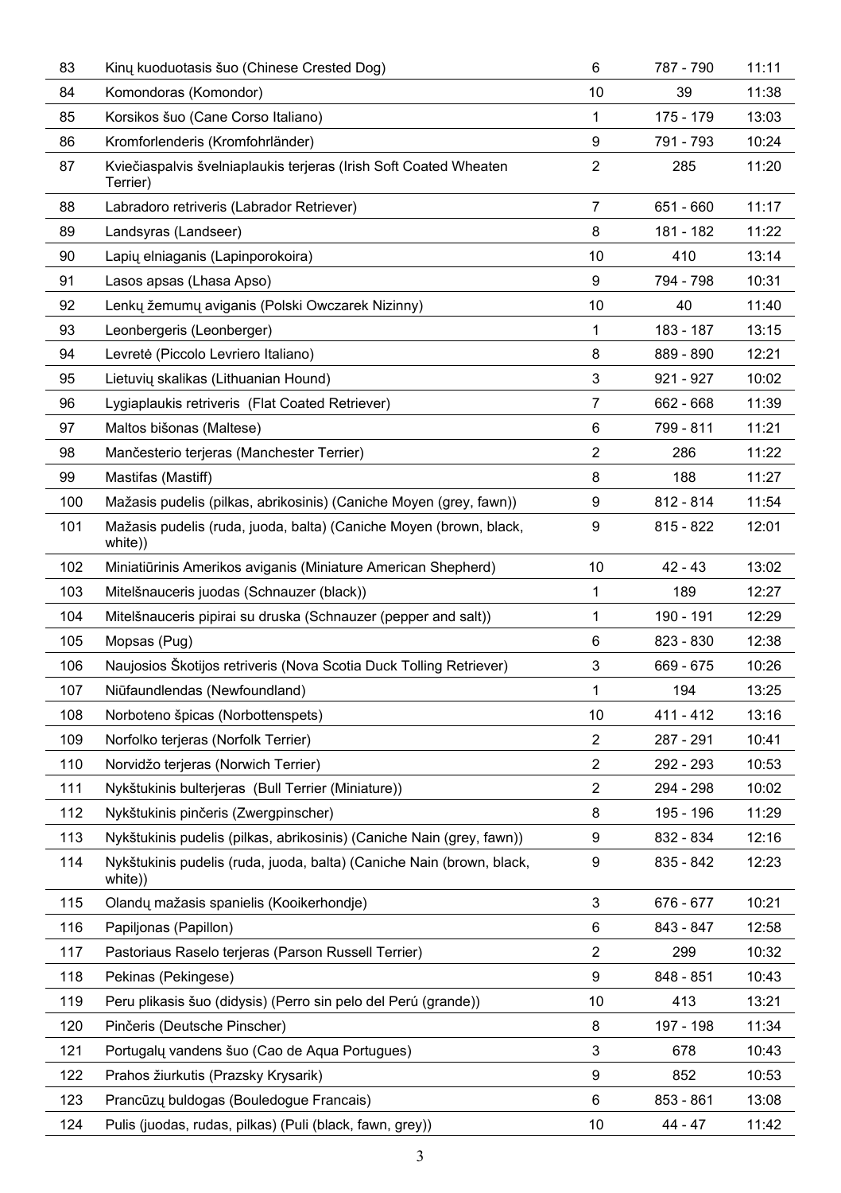| 83 | Kinų kuoduotasis šuo (Chinese Crested Dog) | 6 | 787 - 790 | 11:11 |
|---|---|---|---|---|
| 84 | Komondoras (Komondor) | 10 | 39 | 11:38 |
| 85 | Korsikos šuo (Cane Corso Italiano) | 1 | 175 - 179 | 13:03 |
| 86 | Kromforlenderis (Kromfohrländer) | 9 | 791 - 793 | 10:24 |
| 87 | Kviečiaspalvis švelniaplaukis terjeras (Irish Soft Coated Wheaten Terrier) | 2 | 285 | 11:20 |
| 88 | Labradoro retriveris (Labrador Retriever) | 7 | 651 - 660 | 11:17 |
| 89 | Landsyras (Landseer) | 8 | 181 - 182 | 11:22 |
| 90 | Lapių elniaganis (Lapinporokoira) | 10 | 410 | 13:14 |
| 91 | Lasos apsas (Lhasa Apso) | 9 | 794 - 798 | 10:31 |
| 92 | Lenkų žemumų aviganis (Polski Owczarek Nizinny) | 10 | 40 | 11:40 |
| 93 | Leonbergeris (Leonberger) | 1 | 183 - 187 | 13:15 |
| 94 | Levretė (Piccolo Levriero Italiano) | 8 | 889 - 890 | 12:21 |
| 95 | Lietuvių skalikas (Lithuanian Hound) | 3 | 921 - 927 | 10:02 |
| 96 | Lygiaplaukis retriveris (Flat Coated Retriever) | 7 | 662 - 668 | 11:39 |
| 97 | Maltos bišonas (Maltese) | 6 | 799 - 811 | 11:21 |
| 98 | Mančesterio terjeras (Manchester Terrier) | 2 | 286 | 11:22 |
| 99 | Mastifas (Mastiff) | 8 | 188 | 11:27 |
| 100 | Mažasis pudelis (pilkas, abrikosinis) (Caniche Moyen (grey, fawn)) | 9 | 812 - 814 | 11:54 |
| 101 | Mažasis pudelis (ruda, juoda, balta) (Caniche Moyen (brown, black, white)) | 9 | 815 - 822 | 12:01 |
| 102 | Miniatiūrinis Amerikos aviganis (Miniature American Shepherd) | 10 | 42 - 43 | 13:02 |
| 103 | Mitelšnauceris juodas (Schnauzer (black)) | 1 | 189 | 12:27 |
| 104 | Mitelšnauceris pipirai su druska (Schnauzer (pepper and salt)) | 1 | 190 - 191 | 12:29 |
| 105 | Mopsas (Pug) | 6 | 823 - 830 | 12:38 |
| 106 | Naujosios Škotijos retriveris (Nova Scotia Duck Tolling Retriever) | 3 | 669 - 675 | 10:26 |
| 107 | Niūfaundlendas (Newfoundland) | 1 | 194 | 13:25 |
| 108 | Norboteno špicas (Norbottenspets) | 10 | 411 - 412 | 13:16 |
| 109 | Norfolko terjeras (Norfolk Terrier) | 2 | 287 - 291 | 10:41 |
| 110 | Norvidžo terjeras (Norwich Terrier) | 2 | 292 - 293 | 10:53 |
| 111 | Nykštukinis bulterjeras (Bull Terrier (Miniature)) | 2 | 294 - 298 | 10:02 |
| 112 | Nykštukinis pinčeris (Zwergpinscher) | 8 | 195 - 196 | 11:29 |
| 113 | Nykštukinis pudelis (pilkas, abrikosinis) (Caniche Nain (grey, fawn)) | 9 | 832 - 834 | 12:16 |
| 114 | Nykštukinis pudelis (ruda, juoda, balta) (Caniche Nain (brown, black, white)) | 9 | 835 - 842 | 12:23 |
| 115 | Olandų mažasis spanielis (Kooikerhondje) | 3 | 676 - 677 | 10:21 |
| 116 | Papiljonas (Papillon) | 6 | 843 - 847 | 12:58 |
| 117 | Pastoriaus Raselo terjeras (Parson Russell Terrier) | 2 | 299 | 10:32 |
| 118 | Pekinas (Pekingese) | 9 | 848 - 851 | 10:43 |
| 119 | Peru plikasis šuo (didysis) (Perro sin pelo del Perú (grande)) | 10 | 413 | 13:21 |
| 120 | Pinčeris (Deutsche Pinscher) | 8 | 197 - 198 | 11:34 |
| 121 | Portugalų vandens šuo (Cao de Aqua Portugues) | 3 | 678 | 10:43 |
| 122 | Prahos žiurkutis (Prazsky Krysarik) | 9 | 852 | 10:53 |
| 123 | Prancūzų buldogas (Bouledogue Francais) | 6 | 853 - 861 | 13:08 |
| 124 | Pulis (juodas, rudas, pilkas) (Puli (black, fawn, grey)) | 10 | 44 - 47 | 11:42 |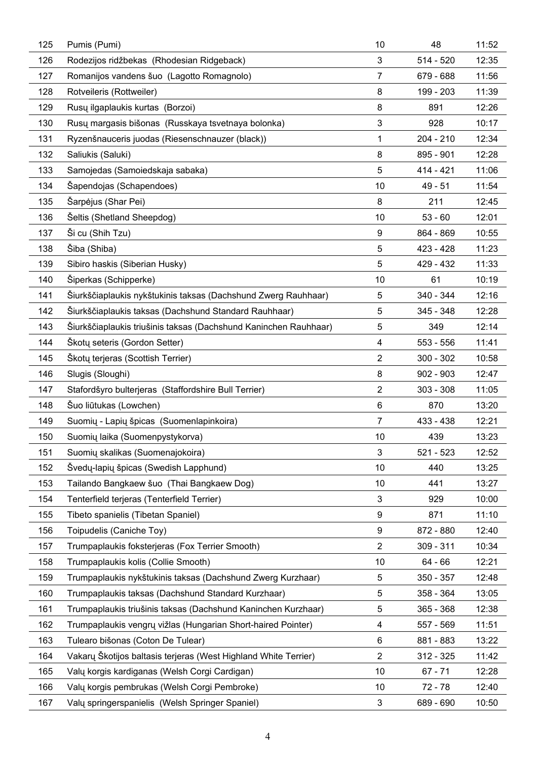| 125 | Pumis (Pumi) | 10 | 48 | 11:52 |
|---|---|---|---|---|
| 126 | Rodezijos ridžbekas (Rhodesian Ridgeback) | 3 | 514 - 520 | 12:35 |
| 127 | Romanijos vandens šuo (Lagotto Romagnolo) | 7 | 679 - 688 | 11:56 |
| 128 | Rotveileris (Rottweiler) | 8 | 199 - 203 | 11:39 |
| 129 | Rusų ilgaplaukis kurtas (Borzoi) | 8 | 891 | 12:26 |
| 130 | Rusų margasis bišonas (Russkaya tsvetnaya bolonka) | 3 | 928 | 10:17 |
| 131 | Ryzenšnauceris juodas (Riesenschnauzer (black)) | 1 | 204 - 210 | 12:34 |
| 132 | Saliukis (Saluki) | 8 | 895 - 901 | 12:28 |
| 133 | Samojedas (Samoiedskaja sabaka) | 5 | 414 - 421 | 11:06 |
| 134 | Šapendojas (Schapendoes) | 10 | 49 - 51 | 11:54 |
| 135 | Šarpėjus (Shar Pei) | 8 | 211 | 12:45 |
| 136 | Šeltis (Shetland Sheepdog) | 10 | 53 - 60 | 12:01 |
| 137 | Ši cu (Shih Tzu) | 9 | 864 - 869 | 10:55 |
| 138 | Šiba (Shiba) | 5 | 423 - 428 | 11:23 |
| 139 | Sibiro haskis (Siberian Husky) | 5 | 429 - 432 | 11:33 |
| 140 | Šiperkas (Schipperke) | 10 | 61 | 10:19 |
| 141 | Šiurkščiaplaukis nykštukinis taksas (Dachshund Zwerg Rauhhaar) | 5 | 340 - 344 | 12:16 |
| 142 | Šiurkščiaplaukis taksas (Dachshund Standard Rauhhaar) | 5 | 345 - 348 | 12:28 |
| 143 | Šiurkščiaplaukis triušinis taksas (Dachshund Kaninchen Rauhhaar) | 5 | 349 | 12:14 |
| 144 | Škotų seteris (Gordon Setter) | 4 | 553 - 556 | 11:41 |
| 145 | Škotų terjeras (Scottish Terrier) | 2 | 300 - 302 | 10:58 |
| 146 | Slugis (Sloughi) | 8 | 902 - 903 | 12:47 |
| 147 | Stafordšyro bulterjeras (Staffordshire Bull Terrier) | 2 | 303 - 308 | 11:05 |
| 148 | Šuo liūtukas (Lowchen) | 6 | 870 | 13:20 |
| 149 | Suomių - Lapių špicas (Suomenlapinkoira) | 7 | 433 - 438 | 12:21 |
| 150 | Suomių laika (Suomenpystykorva) | 10 | 439 | 13:23 |
| 151 | Suomių skalikas (Suomenajokoira) | 3 | 521 - 523 | 12:52 |
| 152 | Švedų-lapių špicas (Swedish Lapphund) | 10 | 440 | 13:25 |
| 153 | Tailando Bangkaew šuo (Thai Bangkaew Dog) | 10 | 441 | 13:27 |
| 154 | Tenterfield terjeras (Tenterfield Terrier) | 3 | 929 | 10:00 |
| 155 | Tibeto spanielis (Tibetan Spaniel) | 9 | 871 | 11:10 |
| 156 | Toipudelis (Caniche Toy) | 9 | 872 - 880 | 12:40 |
| 157 | Trumpaplaukis foksterjeras (Fox Terrier Smooth) | 2 | 309 - 311 | 10:34 |
| 158 | Trumpaplaukis kolis (Collie Smooth) | 10 | 64 - 66 | 12:21 |
| 159 | Trumpaplaukis nykštukinis taksas (Dachshund Zwerg Kurzhaar) | 5 | 350 - 357 | 12:48 |
| 160 | Trumpaplaukis taksas (Dachshund Standard Kurzhaar) | 5 | 358 - 364 | 13:05 |
| 161 | Trumpaplaukis triušinis taksas (Dachshund Kaninchen Kurzhaar) | 5 | 365 - 368 | 12:38 |
| 162 | Trumpaplaukis vengrų vižlas (Hungarian Short-haired Pointer) | 4 | 557 - 569 | 11:51 |
| 163 | Tulearo bišonas (Coton De Tulear) | 6 | 881 - 883 | 13:22 |
| 164 | Vakarų Škotijos baltasis terjeras (West Highland White Terrier) | 2 | 312 - 325 | 11:42 |
| 165 | Valų korgis kardiganas (Welsh Corgi Cardigan) | 10 | 67 - 71 | 12:28 |
| 166 | Valų korgis pembrukas (Welsh Corgi Pembroke) | 10 | 72 - 78 | 12:40 |
| 167 | Valų springerspanielis (Welsh Springer Spaniel) | 3 | 689 - 690 | 10:50 |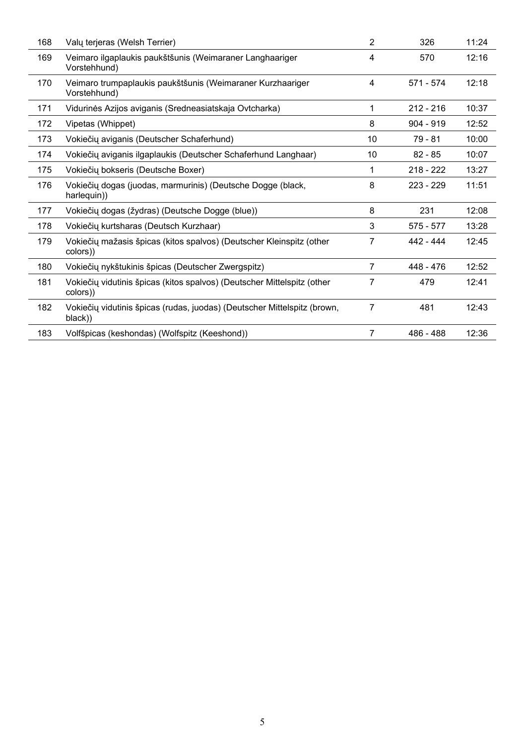| | | | | |
|---|---|---|---|---|
| 168 | Valų terjeras (Welsh Terrier) | 2 | 326 | 11:24 |
| 169 | Veimaro ilgaplaukis paukštšunis (Weimaraner Langhaariger Vorstehhund) | 4 | 570 | 12:16 |
| 170 | Veimaro trumpaplaukis paukštšunis (Weimaraner Kurzhaariger Vorstehhund) | 4 | 571 - 574 | 12:18 |
| 171 | Vidurinės Azijos aviganis (Sredneasiatskaja Ovtcharka) | 1 | 212 - 216 | 10:37 |
| 172 | Vipetas (Whippet) | 8 | 904 - 919 | 12:52 |
| 173 | Vokiečių aviganis (Deutscher Schaferhund) | 10 | 79 - 81 | 10:00 |
| 174 | Vokiečių aviganis ilgaplaukis (Deutscher Schaferhund Langhaar) | 10 | 82 - 85 | 10:07 |
| 175 | Vokiečių bokseris (Deutsche Boxer) | 1 | 218 - 222 | 13:27 |
| 176 | Vokiečių dogas (juodas, marmurinis) (Deutsche Dogge (black, harlequin)) | 8 | 223 - 229 | 11:51 |
| 177 | Vokiečių dogas (žydras) (Deutsche Dogge (blue)) | 8 | 231 | 12:08 |
| 178 | Vokiečių kurtsharas (Deutsch Kurzhaar) | 3 | 575 - 577 | 13:28 |
| 179 | Vokiečių mažasis špicas (kitos spalvos) (Deutscher Kleinspitz (other colors)) | 7 | 442 - 444 | 12:45 |
| 180 | Vokiečių nykštukinis špicas (Deutscher Zwergspitz) | 7 | 448 - 476 | 12:52 |
| 181 | Vokiečių vidutinis špicas (kitos spalvos) (Deutscher Mittelspitz (other colors)) | 7 | 479 | 12:41 |
| 182 | Vokiečių vidutinis špicas (rudas, juodas) (Deutscher Mittelspitz (brown, black)) | 7 | 481 | 12:43 |
| 183 | Volfšpicas (keshondas) (Wolfspitz (Keeshond)) | 7 | 486 - 488 | 12:36 |